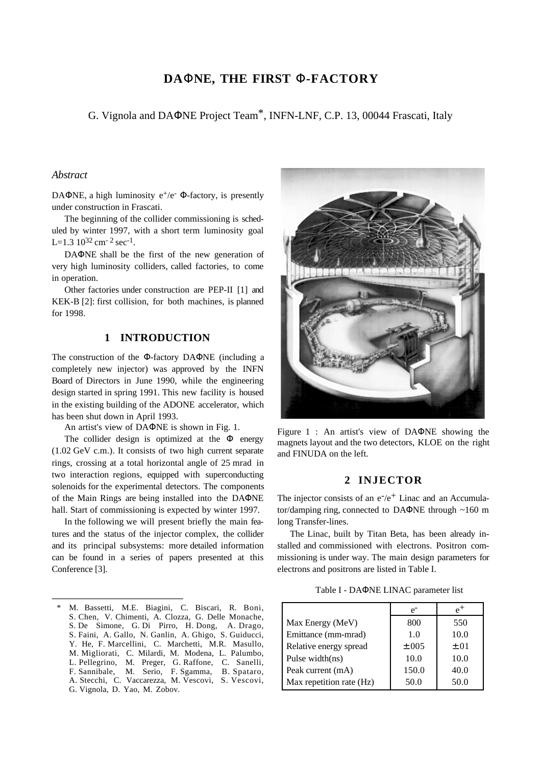# DAΦNE, THE FIRST Φ-FACTORY

G. Vignola and DAΦNE Project Team*, INFN-LNF, C.P. 13, 00044 Frascati, Italy

## *Abstract*

DAΦNE, a high luminosity $e^+/e^-$ Φ-factory, is presently under construction in Frascati.

The beginning of the collider commissioning is scheduled by winter 1997, with a short term luminosity goal $L=1.3\ 10^{32}\ cm^{-2}\ sec^{-1}$.

DAΦNE shall be the first of the new generation of very high luminosity colliders, called factories, to come in operation.

Other factories under construction are PEP-II [1] and KEK-B [2]: first collision, for both machines, is planned for 1998.

## 1 INTRODUCTION

The construction of the Φ-factory DAΦNE (including a completely new injector) was approved by the INFN Board of Directors in June 1990, while the engineering design started in spring 1991. This new facility is housed in the existing building of the ADONE accelerator, which has been shut down in April 1993.

An artist's view of DAΦNE is shown in Fig. 1.

The collider design is optimized at the Φ energy (1.02 GeV c.m.). It consists of two high current separate rings, crossing at a total horizontal angle of 25 mrad in two interaction regions, equipped with superconducting solenoids for the experimental detectors. The components of the Main Rings are being installed into the DAΦNE hall. Start of commissioning is expected by winter 1997.

In the following we will present briefly the main features and the status of the injector complex, the collider and its principal subsystems: more detailed information can be found in a series of papers presented at this Conference [3].

Figure 1 : An artist's view of DAΦNE showing the magnets layout and the two detectors, KLOE on the right and FINUDA on the left.

## 2 INJECTOR

The injector consists of an $e^-/e^+$ Linac and an Accumulator/damping ring, connected to DAΦNE through ~160 m long Transfer-lines.

The Linac, built by Titan Beta, has been already installed and commissioned with electrons. Positron commissioning is under way. The main design parameters for electrons and positrons are listed in Table I.

Table I - DAΦNE LINAC parameter list

| | $e^-$ | $e^+$ |
|---|---|---|
| Max Energy (MeV) | 800 | 550 |
| Emittance (mm-mrad) | 1.0 | 10.0 |
| Relative energy spread | ±.005 | ±.01 |
| Pulse width(ns) | 10.0 | 10.0 |
| Peak current (mA) | 150.0 | 40.0 |
| Max repetition rate (Hz) | 50.0 | 50.0 |

\* M. Bassetti, M.E. Biagini, C. Biscari, R. Boni, S. Chen, V. Chimenti, A. Clozza, G. Delle Monache, S. De Simone, G. Di Pirro, H. Dong, A. Drago, S. Faini, A. Gallo, N. Ganlin, A. Ghigo, S. Guiducci, Y. He, F. Marcellini, C. Marchetti, M.R. Masullo, M. Migliorati, C. Milardi, M. Modena, L. Palumbo, L. Pellegrino, M. Preger, G. Raffone, C. Sanelli, F. Sannibale, M. Serio, F. Sgamma, B. Spataro, A. Stecchi, C. Vaccarezza, M. Vescovi, S. Vescovi, G. Vignola, D. Yao, M. Zobov.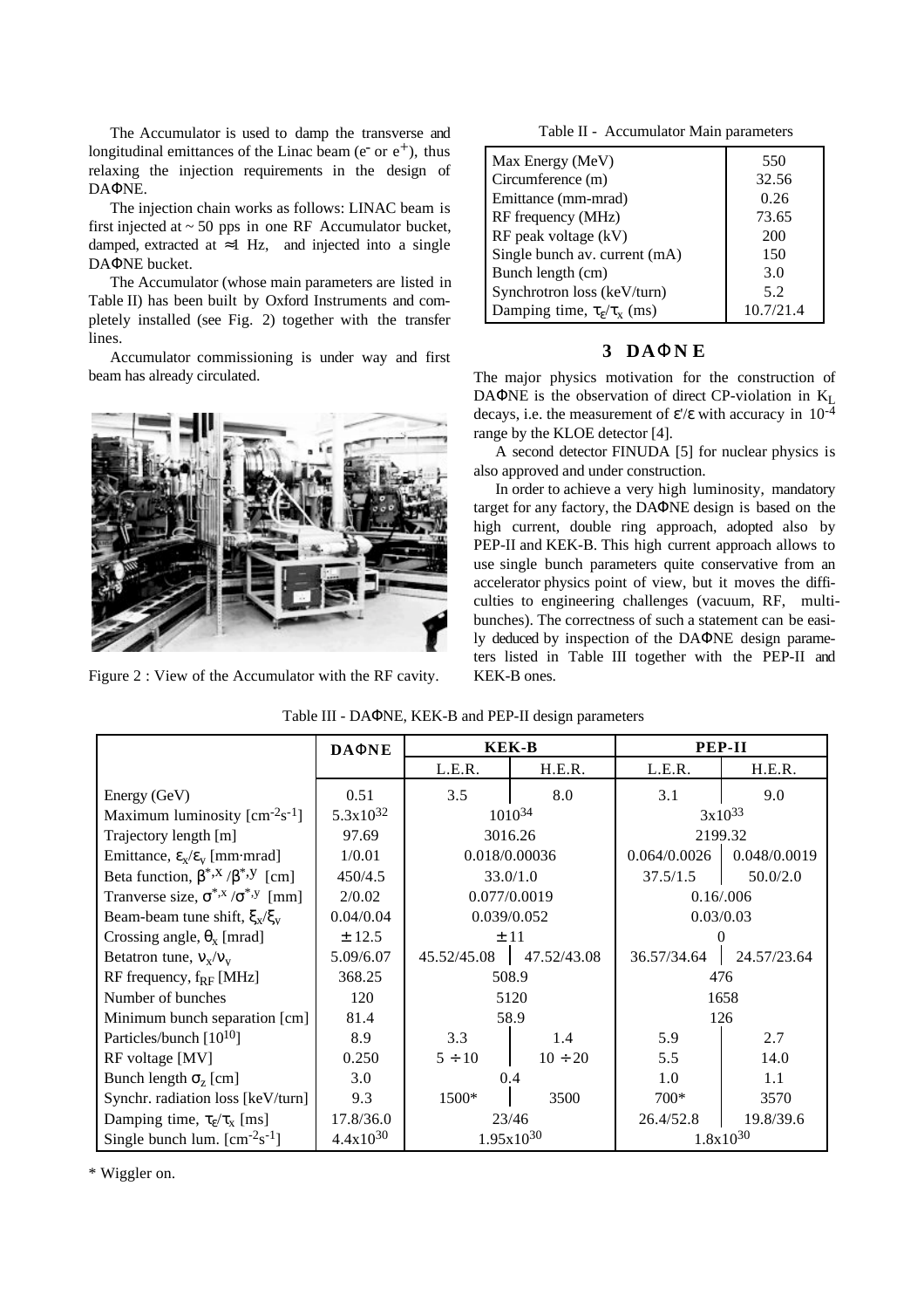The Accumulator is used to damp the transverse and longitudinal emittances of the Linac beam ($e^-$ or $e^+$), thus relaxing the injection requirements in the design of DAΦNE.

The injection chain works as follows: LINAC beam is first injected at ~ 50 pps in one RF Accumulator bucket, damped, extracted at ≈1 Hz, and injected into a single DAΦNE bucket.

The Accumulator (whose main parameters are listed in Table II) has been built by Oxford Instruments and completely installed (see Fig. 2) together with the transfer lines.

Accumulator commissioning is under way and first beam has already circulated.

Figure 2 : View of the Accumulator with the RF cavity.

Table II - Accumulator Main parameters

| | |
|---|---|
| Max Energy (MeV) | 550 |
| Circumference (m) | 32.56 |
| Emittance (mm-mrad) | 0.26 |
| RF frequency (MHz) | 73.65 |
| RF peak voltage (kV) | 200 |
| Single bunch av. current (mA) | 150 |
| Bunch length (cm) | 3.0 |
| Synchrotron loss (keV/turn) | 5.2 |
| Damping time, $\tau_\varepsilon/\tau_x$ (ms) | 10.7/21.4 |

## 3 DAΦNE

The major physics motivation for the construction of DAΦNE is the observation of direct CP-violation in $K_L$ decays, i.e. the measurement of $\varepsilon'/\varepsilon$ with accuracy in $10^{-4}$ range by the KLOE detector [4].

A second detector FINUDA [5] for nuclear physics is also approved and under construction.

In order to achieve a very high luminosity, mandatory target for any factory, the DAΦNE design is based on the high current, double ring approach, adopted also by PEP-II and KEK-B. This high current approach allows to use single bunch parameters quite conservative from an accelerator physics point of view, but it moves the difficulties to engineering challenges (vacuum, RF, multibunches). The correctness of such a statement can be easily deduced by inspection of the DAΦNE design parameters listed in Table III together with the PEP-II and KEK-B ones.

Table III - DAΦNE, KEK-B and PEP-II design parameters

| | DAΦNE | KEK-B | | PEP-II | |
|---|---|---|---|---|---|
| | | L.E.R. | H.E.R. | L.E.R. | H.E.R. |
| Energy (GeV) | 0.51 | 3.5 | 8.0 | 3.1 | 9.0 |
| Maximum luminosity [$cm^{-2}s^{-1}$] | $5.3\times10^{32}$ | $10^{34}$ | | $3\times10^{33}$ | |
| Trajectory length [m] | 97.69 | 3016.26 | | 2199.32 | |
| Emittance, $\varepsilon_x/\varepsilon_y$ [mm·mrad] | 1/0.01 | 0.018/0.00036 | | 0.064/0.0026 | 0.048/0.0019 |
| Beta function, $\beta^{*,x}/\beta^{*,y}$ [cm] | 450/4.5 | 33.0/1.0 | | 37.5/1.5 | 50.0/2.0 |
| Tranverse size, $\sigma^{*,x}/\sigma^{*,y}$ [mm] | 2/0.02 | 0.077/0.0019 | | 0.16/.006 | |
| Beam-beam tune shift, $\xi_x/\xi_y$ | 0.04/0.04 | 0.039/0.052 | | 0.03/0.03 | |
| Crossing angle, $\theta_x$ [mrad] | ± 12.5 | ± 11 | | 0 | |
| Betatron tune, $\nu_x/\nu_y$ | 5.09/6.07 | 45.52/45.08 | 47.52/43.08 | 36.57/34.64 | 24.57/23.64 |
| RF frequency, $f_{RF}$ [MHz] | 368.25 | 508.9 | | 476 | |
| Number of bunches | 120 | 5120 | | 1658 | |
| Minimum bunch separation [cm] | 81.4 | 58.9 | | 126 | |
| Particles/bunch [$10^{10}$] | 8.9 | 3.3 | 1.4 | 5.9 | 2.7 |
| RF voltage [MV] | 0.250 | 5 ÷ 10 | 10 ÷ 20 | 5.5 | 14.0 |
| Bunch length $\sigma_z$ [cm] | 3.0 | 0.4 | | 1.0 | 1.1 |
| Synchr. radiation loss [keV/turn] | 9.3 | 1500* | 3500 | 700* | 3570 |
| Damping time, $\tau_\varepsilon/\tau_x$ [ms] | 17.8/36.0 | 23/46 | | 26.4/52.8 | 19.8/39.6 |
| Single bunch lum. [$cm^{-2}s^{-1}$] | $4.4\times10^{30}$ | $1.95\times10^{30}$ | | $1.8\times10^{30}$ | |

* Wiggler on.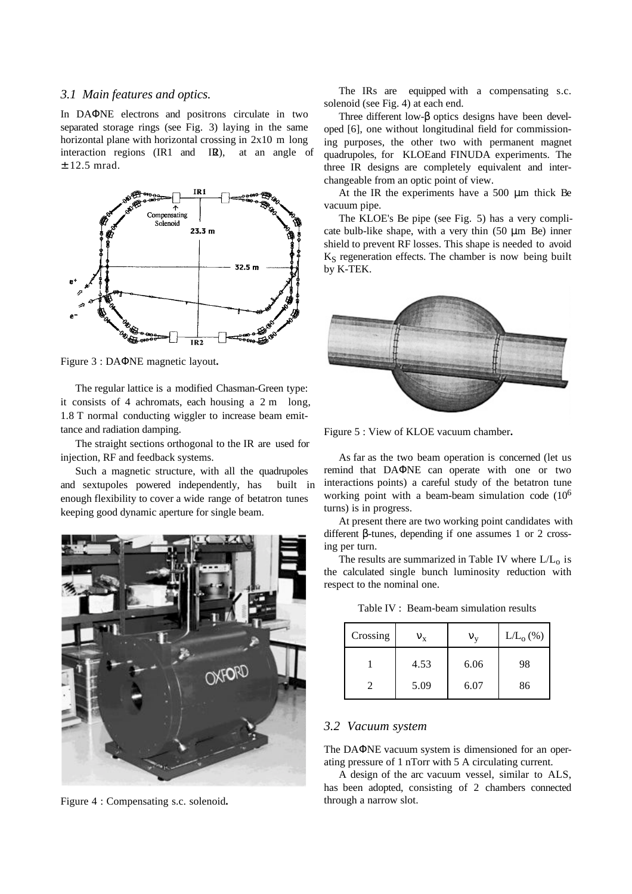### 3.1 Main features and optics.

In DAΦNE electrons and positrons circulate in two separated storage rings (see Fig. 3) laying in the same horizontal plane with horizontal crossing in 2x10 m long interaction regions (IR1 and IR2), at an angle of ± 12.5 mrad.

Figure 3 : DAΦNE magnetic layout.

The regular lattice is a modified Chasman-Green type: it consists of 4 achromats, each housing a 2 m long, 1.8 T normal conducting wiggler to increase beam emittance and radiation damping.

The straight sections orthogonal to the IR are used for injection, RF and feedback systems.

Such a magnetic structure, with all the quadrupoles and sextupoles powered independently, has built in enough flexibility to cover a wide range of betatron tunes keeping good dynamic aperture for single beam.

Figure 4 : Compensating s.c. solenoid.

The IRs are equipped with a compensating s.c. solenoid (see Fig. 4) at each end.

Three different low-β optics designs have been developed [6], one without longitudinal field for commissioning purposes, the other two with permanent magnet quadrupoles, for KLOE and FINUDA experiments. The three IR designs are completely equivalent and interchangeable from an optic point of view.

At the IR the experiments have a 500 μm thick Be vacuum pipe.

The KLOE's Be pipe (see Fig. 5) has a very complicate bulb-like shape, with a very thin (50 μm Be) inner shield to prevent RF losses. This shape is needed to avoid $K_S$ regeneration effects. The chamber is now being built by K-TEK.

Figure 5 : View of KLOE vacuum chamber.

As far as the two beam operation is concerned (let us remind that DAΦNE can operate with one or two interactions points) a careful study of the betatron tune working point with a beam-beam simulation code ($10^6$ turns) is in progress.

At present there are two working point candidates with different β-tunes, depending if one assumes 1 or 2 crossing per turn.

The results are summarized in Table IV where $L/L_o$ is the calculated single bunch luminosity reduction with respect to the nominal one.

Table IV : Beam-beam simulation results

| Crossing | $\nu_x$ | $\nu_y$ | $L/L_o$ (%) |
|---|---|---|---|
| 1 | 4.53 | 6.06 | 98 |
| 2 | 5.09 | 6.07 | 86 |

### 3.2 Vacuum system

The DAΦNE vacuum system is dimensioned for an operating pressure of 1 nTorr with 5 A circulating current.

A design of the arc vacuum vessel, similar to ALS, has been adopted, consisting of 2 chambers connected through a narrow slot.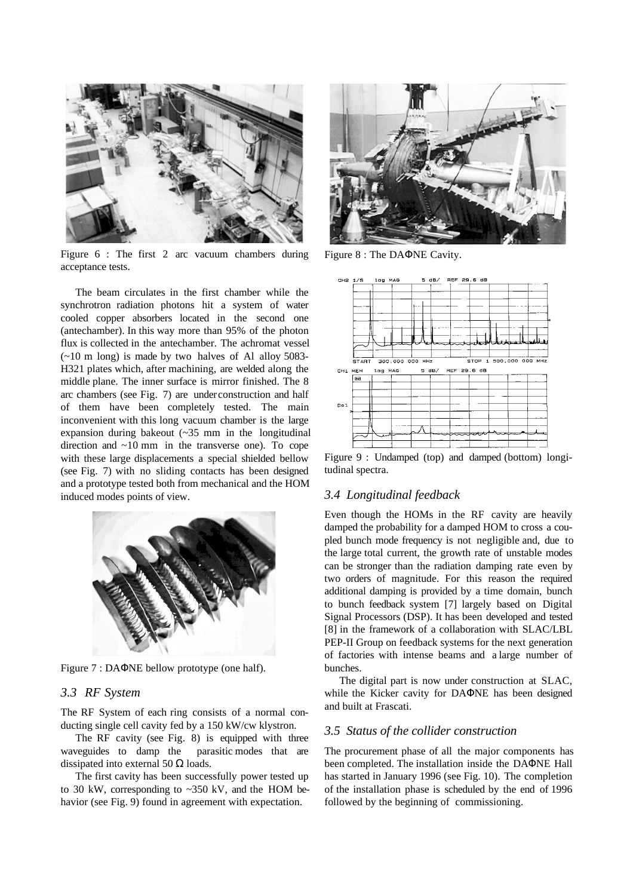Figure 6 : The first 2 arc vacuum chambers during acceptance tests.

The beam circulates in the first chamber while the synchrotron radiation photons hit a system of water cooled copper absorbers located in the second one (antechamber). In this way more than 95% of the photon flux is collected in the antechamber. The achromat vessel (~10 m long) is made by two halves of Al alloy 5083-H321 plates which, after machining, are welded along the middle plane. The inner surface is mirror finished. The 8 arc chambers (see Fig. 7) are under construction and half of them have been completely tested. The main inconvenient with this long vacuum chamber is the large expansion during bakeout (~35 mm in the longitudinal direction and ~10 mm in the transverse one). To cope with these large displacements a special shielded bellow (see Fig. 7) with no sliding contacts has been designed and a prototype tested both from mechanical and the HOM induced modes points of view.

Figure 7 : DAΦNE bellow prototype (one half).

### 3.3 RF System

The RF System of each ring consists of a normal conducting single cell cavity fed by a 150 kW/cw klystron.

The RF cavity (see Fig. 8) is equipped with three waveguides to damp the parasitic modes that are dissipated into external 50 Ω loads.

The first cavity has been successfully power tested up to 30 kW, corresponding to ~350 kV, and the HOM behavior (see Fig. 9) found in agreement with expectation.

Figure 8 : The DAΦNE Cavity.

Figure 9 : Undamped (top) and damped (bottom) longitudinal spectra.

### 3.4 Longitudinal feedback

Even though the HOMs in the RF cavity are heavily damped the probability for a damped HOM to cross a coupled bunch mode frequency is not negligible and, due to the large total current, the growth rate of unstable modes can be stronger than the radiation damping rate even by two orders of magnitude. For this reason the required additional damping is provided by a time domain, bunch to bunch feedback system [7] largely based on Digital Signal Processors (DSP). It has been developed and tested [8] in the framework of a collaboration with SLAC/LBL PEP-II Group on feedback systems for the next generation of factories with intense beams and a large number of bunches.

The digital part is now under construction at SLAC, while the Kicker cavity for DAΦNE has been designed and built at Frascati.

### 3.5 Status of the collider construction

The procurement phase of all the major components has been completed. The installation inside the DAΦNE Hall has started in January 1996 (see Fig. 10). The completion of the installation phase is scheduled by the end of 1996 followed by the beginning of commissioning.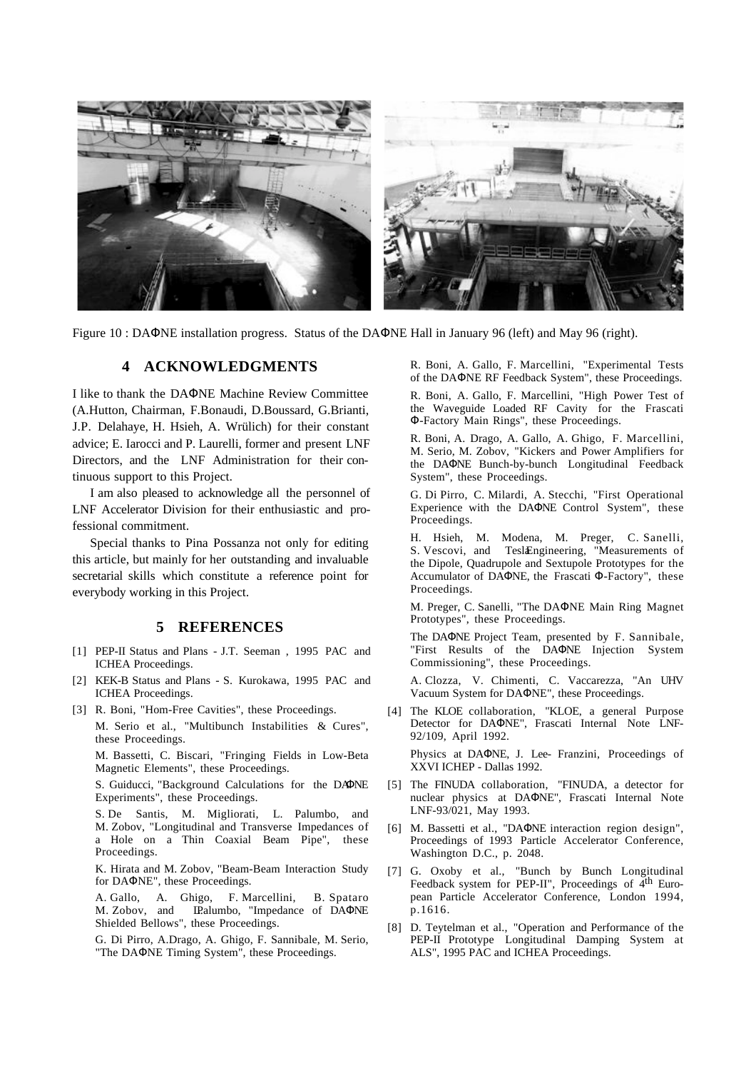Figure 10 : DAΦNE installation progress. Status of the DAΦNE Hall in January 96 (left) and May 96 (right).

## 4 ACKNOWLEDGMENTS

I like to thank the DAΦNE Machine Review Committee (A.Hutton, Chairman, F.Bonaudi, D.Boussard, G.Brianti, J.P. Delahaye, H. Hsieh, A. Wrülich) for their constant advice; E. Iarocci and P. Laurelli, former and present LNF Directors, and the LNF Administration for their continuous support to this Project.

I am also pleased to acknowledge all the personnel of LNF Accelerator Division for their enthusiastic and professional commitment.

Special thanks to Pina Possanza not only for editing this article, but mainly for her outstanding and invaluable secretarial skills which constitute a reference point for everybody working in this Project.

## 5 REFERENCES

[1] PEP-II Status and Plans - J.T. Seeman , 1995 PAC and ICHEA Proceedings.

[2] KEK-B Status and Plans - S. Kurokawa, 1995 PAC and ICHEA Proceedings.

[3] R. Boni, "Hom-Free Cavities", these Proceedings.

M. Serio et al., "Multibunch Instabilities & Cures", these Proceedings.

M. Bassetti, C. Biscari, "Fringing Fields in Low-Beta Magnetic Elements", these Proceedings.

S. Guiducci, "Background Calculations for the DAΦNE Experiments", these Proceedings.

S. De Santis, M. Migliorati, L. Palumbo, and M. Zobov, "Longitudinal and Transverse Impedances of a Hole on a Thin Coaxial Beam Pipe", these Proceedings.

K. Hirata and M. Zobov, "Beam-Beam Interaction Study for DAΦNE", these Proceedings.

A. Gallo, A. Ghigo, F. Marcellini, B. Spataro M. Zobov, and L. Palumbo, "Impedance of DAΦNE Shielded Bellows", these Proceedings.

G. Di Pirro, A.Drago, A. Ghigo, F. Sannibale, M. Serio, "The DAΦNE Timing System", these Proceedings.

R. Boni, A. Gallo, F. Marcellini, "Experimental Tests of the DAΦNE RF Feedback System", these Proceedings.

R. Boni, A. Gallo, F. Marcellini, "High Power Test of the Waveguide Loaded RF Cavity for the Frascati Φ-Factory Main Rings", these Proceedings.

R. Boni, A. Drago, A. Gallo, A. Ghigo, F. Marcellini, M. Serio, M. Zobov, "Kickers and Power Amplifiers for the DAΦNE Bunch-by-bunch Longitudinal Feedback System", these Proceedings.

G. Di Pirro, C. Milardi, A. Stecchi, "First Operational Experience with the DAΦNE Control System", these Proceedings.

H. Hsieh, M. Modena, M. Preger, C. Sanelli, S. Vescovi, and Tesla Engineering, "Measurements of the Dipole, Quadrupole and Sextupole Prototypes for the Accumulator of DAΦNE, the Frascati Φ-Factory", these Proceedings.

M. Preger, C. Sanelli, "The DAΦNE Main Ring Magnet Prototypes", these Proceedings.

The DAΦNE Project Team, presented by F. Sannibale, "First Results of the DAΦNE Injection System Commissioning", these Proceedings.

A. Clozza, V. Chimenti, C. Vaccarezza, "An UHV Vacuum System for DAΦNE", these Proceedings.

[4] The KLOE collaboration, "KLOE, a general Purpose Detector for DAΦNE", Frascati Internal Note LNF-92/109, April 1992.

Physics at DAΦNE, J. Lee- Franzini, Proceedings of XXVI ICHEP - Dallas 1992.

[5] The FINUDA collaboration, "FINUDA, a detector for nuclear physics at DAΦNE", Frascati Internal Note LNF-93/021, May 1993.

[6] M. Bassetti et al., "DAΦNE interaction region design", Proceedings of 1993 Particle Accelerator Conference, Washington D.C., p. 2048.

[7] G. Oxoby et al., "Bunch by Bunch Longitudinal Feedback system for PEP-II", Proceedings of 4th European Particle Accelerator Conference, London 1994, p.1616.

[8] D. Teytelman et al., "Operation and Performance of the PEP-II Prototype Longitudinal Damping System at ALS", 1995 PAC and ICHEA Proceedings.